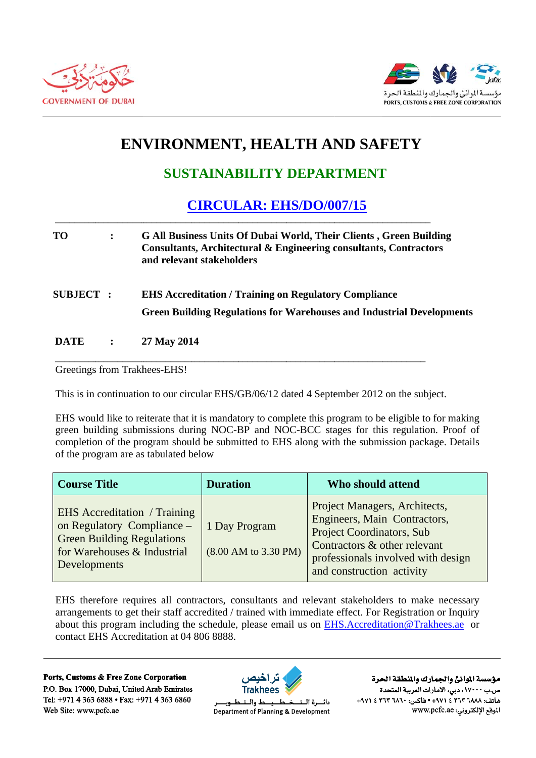# ENVIRONMENT, HEALTH AND SAFETY

## SUSTAINABILITY DEPARTMENT

## CIRCULAR: EHS/DO/007/15

**TO** : **G All Business Units Of Dubai World, Their Clients , Green Building Consultants, Architectural & Engineering consultants, Contractors and relevant stakeholders**

**SUBJECT** : **EHS Accreditation / Training on Regulatory Compliance**

**Green Building Regulations for Warehouses and Industrial Developments**

**DATE** : **27 May 2014**

Greetings from Trakhees-EHS!

This is in continuation to our circular EHS/GB/06/12 dated 4 September 2012 on the subject.

EHS would like to reiterate that it is mandatory to complete this program to be eligible to for making green building submissions during NOC-BP and NOC-BCC stages for this regulation. Proof of completion of the program should be submitted to EHS along with the submission package. Details of the program are as tabulated below

| Course Title | Duration | Who should attend |
|---|---|---|
| EHS Accreditation / Training on Regulatory Compliance – Green Building Regulations for Warehouses & Industrial Developments | 1 Day Program (8.00 AM to 3.30 PM) | Project Managers, Architects, Engineers, Main Contractors, Project Coordinators, Sub Contractors & other relevant professionals involved with design and construction activity |

EHS therefore requires all contractors, consultants and relevant stakeholders to make necessary arrangements to get their staff accredited / trained with immediate effect. For Registration or Inquiry about this program including the schedule, please email us on EHS.Accreditation@Trakhees.ae or contact EHS Accreditation at 04 806 8888.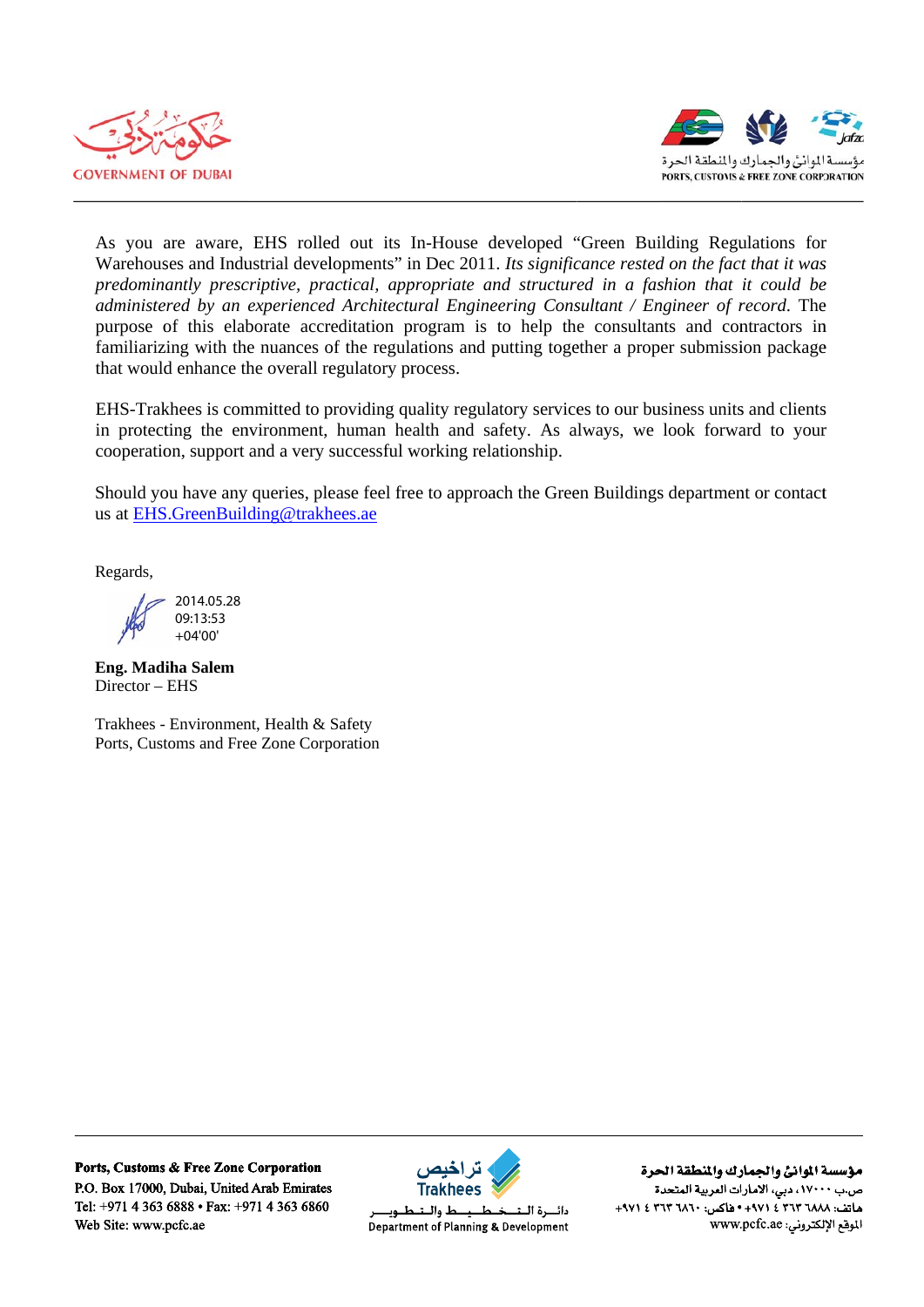As you are aware, EHS rolled out its In-House developed "Green Building Regulations for Warehouses and Industrial developments" in Dec 2011. *Its significance rested on the fact that it was predominantly prescriptive, practical, appropriate and structured in a fashion that it could be administered by an experienced Architectural Engineering Consultant / Engineer of record.* The purpose of this elaborate accreditation program is to help the consultants and contractors in familiarizing with the nuances of the regulations and putting together a proper submission package that would enhance the overall regulatory process.

EHS-Trakhees is committed to providing quality regulatory services to our business units and clients in protecting the environment, human health and safety. As always, we look forward to your cooperation, support and a very successful working relationship.

Should you have any queries, please feel free to approach the Green Buildings department or contact us at EHS.GreenBuilding@trakhees.ae

Regards,

2014.05.28
09:13:53
+04'00'

**Eng. Madiha Salem**
Director – EHS

Trakhees - Environment, Health & Safety
Ports, Customs and Free Zone Corporation